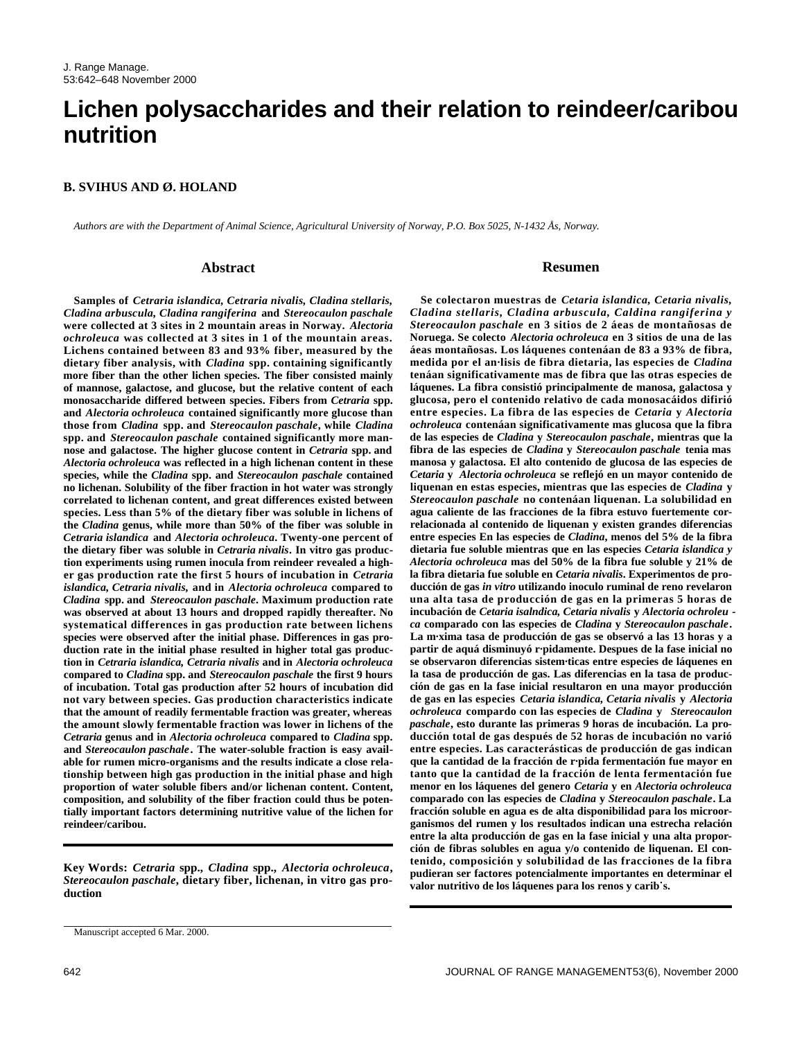# Lichen polysaccharides and their relation to reindeer/caribou nutrition

**B. SVIHUS AND Ø. HOLAND**

*Authors are with the Department of Animal Science, Agricultural University of Norway, P.O. Box 5025, N-1432 Ås, Norway.*

## Abstract

**Samples of *Cetraria islandica*, *Cetraria nivalis*, *Cladina stellaris*, *Cladina arbuscula*, *Cladina rangiferina* and *Stereocaulon paschale* were collected at 3 sites in 2 mountain areas in Norway. *Alectoria ochroleuca* was collected at 3 sites in 1 of the mountain areas. Lichens contained between 83 and 93% fiber, measured by the dietary fiber analysis, with *Cladina* spp. containing significantly more fiber than the other lichen species. The fiber consisted mainly of mannose, galactose, and glucose, but the relative content of each monosaccharide differed between species. Fibers from *Cetraria* spp. and *Alectoria ochroleuca* contained significantly more glucose than those from *Cladina* spp. and *Stereocaulon paschale*, while *Cladina* spp. and *Stereocaulon paschale* contained significantly more mannose and galactose. The higher glucose content in *Cetraria* spp. and *Alectoria ochroleuca* was reflected in a high lichenan content in these species, while the *Cladina* spp. and *Stereocaulon paschale* contained no lichenan. Solubility of the fiber fraction in hot water was strongly correlated to lichenan content, and great differences existed between species. Less than 5% of the dietary fiber was soluble in lichens of the *Cladina* genus, while more than 50% of the fiber was soluble in *Cetraria islandica* and *Alectoria ochroleuca*. Twenty-one percent of the dietary fiber was soluble in *Cetraria nivalis*. In vitro gas production experiments using rumen inocula from reindeer revealed a higher gas production rate the first 5 hours of incubation in *Cetraria islandica, Cetraria nivalis,* and in *Alectoria ochroleuca* compared to *Cladina* spp. and *Stereocaulon paschale*. Maximum production rate was observed at about 13 hours and dropped rapidly thereafter. No systematical differences in gas production rate between lichens species were observed after the initial phase. Differences in gas production rate in the initial phase resulted in higher total gas production in *Cetraria islandica, Cetraria nivalis* and in *Alectoria ochroleuca* compared to *Cladina* spp. and *Stereocaulon paschale* the first 9 hours of incubation. Total gas production after 52 hours of incubation did not vary between species. Gas production characteristics indicate that the amount of readily fermentable fraction was greater, whereas the amount slowly fermentable fraction was lower in lichens of the *Cetraria* genus and in *Alectoria ochroleuca* compared to *Cladina* spp. and *Stereocaulon paschale*. The water-soluble fraction is easy available for rumen micro-organisms and the results indicate a close relationship between high gas production in the initial phase and high proportion of water soluble fibers and/or lichenan content. Content, composition, and solubility of the fiber fraction could thus be potentially important factors determining nutritive value of the lichen for reindeer/caribou.**

**Key Words: *Cetraria* spp., *Cladina* spp., *Alectoria ochroleuca*, *Stereocaulon paschale*, dietary fiber, lichenan, in vitro gas production**

## Resumen

**Se colectaron muestras de *Cetaria islandica*, *Cetaria nivalis*, *Cladina stellaris*, *Cladina arbuscula*, *Caldina rangiferina y Stereocaulon paschale* en 3 sitios de 2 áeas de montañosas de Noruega. Se colecto *Alectoria ochroleuca* en 3 sitios de una de las áeas montañosas. Los láquenes contenáan de 83 a 93% de fibra, medida por el an·lisis de fibra dietaria, las especies de *Cladina* tenáan significativamente mas de fibra que las otras especies de láquenes. La fibra consistió principalmente de manosa, galactosa y glucosa, pero el contenido relativo de cada monosacáidos difirió entre especies. La fibra de las especies de *Cetaria* y *Alectoria ochroleuca* contenáan significativamente mas glucosa que la fibra de las especies de *Cladina* y *Stereocaulon paschale*, mientras que la fibra de las especies de *Cladina* y *Stereocaulon paschale* tenia mas manosa y galactosa. El alto contenido de glucosa de las especies de *Cetaria* y *Alectoria ochroleuca* se reflejó en un mayor contenido de liquenan en estas especies, mientras que las especies de *Cladina* y *Stereocaulon paschale* no contenáan liquenan. La solubilidad en agua caliente de las fracciones de la fibra estuvo fuertemente correlacionada al contenido de liquenan y existen grandes diferencias entre especies En las especies de *Cladina*, menos del 5% de la fibra dietaria fue soluble mientras que en las especies *Cetaria islandica y Alectoria ochroleuca* mas del 50% de la fibra fue soluble y 21% de la fibra dietaria fue soluble en *Cetaria nivalis*. Experimentos de producción de gas *in vitro* utilizando inoculo ruminal de reno revelaron una alta tasa de producción de gas en la primeras 5 horas de incubación de *Cetaria isalndica, Cetaria nivalis* y *Alectoria ochroleuca* comparado con las especies de *Cladina* y *Stereocaulon paschale*. La m·xima tasa de producción de gas se observó a las 13 horas y a partir de aquá disminuyó r·pidamente. Despues de la fase inicial no se observaron diferencias sistem·ticas entre especies de láquenes en la tasa de producción de gas. Las diferencias en la tasa de producción de gas en la fase inicial resultaron en una mayor producción de gas en las especies *Cetaria islandica, Cetaria nivalis* y *Alectoria ochroleuca* compardo con las especies de *Cladina* y *Stereocaulon paschale*, esto durante las primeras 9 horas de incubación. La producción total de gas después de 52 horas de incubación no varió entre especies. Las características de producción de gas indican que la cantidad de la fracción de r·pida fermentación fue mayor en tanto que la cantidad de la fracción de lenta fermentación fue menor en los láquenes del genero *Cetaria* y en *Alectoria ochroleuca* comparado con las especies de *Cladina* y *Stereocaulon paschale*. La fracción soluble en agua es de alta disponibilidad para los microorganismos del rumen y los resultados indican una estrecha relación entre la alta producción de gas en la fase inicial y una alta proporción de fibras solubles en agua y/o contenido de liquenan. El contenido, composición y solubilidad de las fracciones de la fibra pudieran ser factores potencialmente importantes en determinar el valor nutritivo de los láquenes para los renos y carib˙s.**

Manuscript accepted 6 Mar. 2000.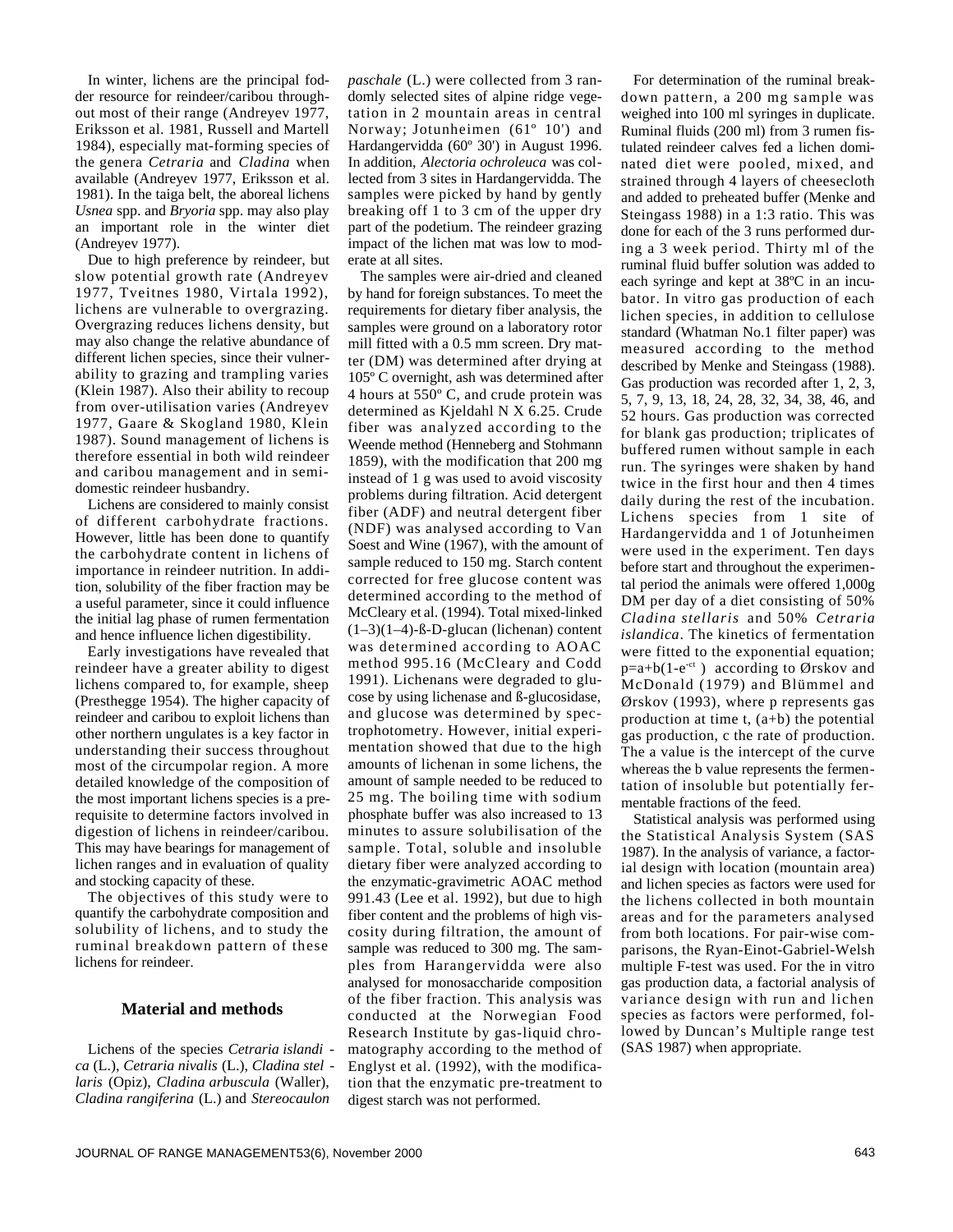In winter, lichens are the principal fodder resource for reindeer/caribou throughout most of their range (Andreyev 1977, Eriksson et al. 1981, Russell and Martell 1984), especially mat-forming species of the genera *Cetraria* and *Cladina* when available (Andreyev 1977, Eriksson et al. 1981). In the taiga belt, the aboreal lichens *Usnea* spp. and *Bryoria* spp. may also play an important role in the winter diet (Andreyev 1977).

Due to high preference by reindeer, but slow potential growth rate (Andreyev 1977, Tveitnes 1980, Virtala 1992), lichens are vulnerable to overgrazing. Overgrazing reduces lichens density, but may also change the relative abundance of different lichen species, since their vulnerability to grazing and trampling varies (Klein 1987). Also their ability to recoup from over-utilisation varies (Andreyev 1977, Gaare & Skogland 1980, Klein 1987). Sound management of lichens is therefore essential in both wild reindeer and caribou management and in semi-domestic reindeer husbandry.

Lichens are considered to mainly consist of different carbohydrate fractions. However, little has been done to quantify the carbohydrate content in lichens of importance in reindeer nutrition. In addition, solubility of the fiber fraction may be a useful parameter, since it could influence the initial lag phase of rumen fermentation and hence influence lichen digestibility.

Early investigations have revealed that reindeer have a greater ability to digest lichens compared to, for example, sheep (Presthegge 1954). The higher capacity of reindeer and caribou to exploit lichens than other northern ungulates is a key factor in understanding their success throughout most of the circumpolar region. A more detailed knowledge of the composition of the most important lichens species is a prerequisite to determine factors involved in digestion of lichens in reindeer/caribou. This may have bearings for management of lichen ranges and in evaluation of quality and stocking capacity of these.

The objectives of this study were to quantify the carbohydrate composition and solubility of lichens, and to study the ruminal breakdown pattern of these lichens for reindeer.

## Material and methods

Lichens of the species *Cetraria islandica* (L.), *Cetraria nivalis* (L.), *Cladina stellaris* (Opiz), *Cladina arbuscula* (Waller), *Cladina rangiferina* (L.) and *Stereocaulon paschale* (L.) were collected from 3 randomly selected sites of alpine ridge vegetation in 2 mountain areas in central Norway; Jotunheimen (61º 10') and Hardangervidda (60º 30') in August 1996. In addition, *Alectoria ochroleuca* was collected from 3 sites in Hardangervidda. The samples were picked by hand by gently breaking off 1 to 3 cm of the upper dry part of the podetium. The reindeer grazing impact of the lichen mat was low to moderate at all sites.

The samples were air-dried and cleaned by hand for foreign substances. To meet the requirements for dietary fiber analysis, the samples were ground on a laboratory rotor mill fitted with a 0.5 mm screen. Dry matter (DM) was determined after drying at 105º C overnight, ash was determined after 4 hours at 550º C, and crude protein was determined as Kjeldahl N X 6.25. Crude fiber was analyzed according to the Weende method (Henneberg and Stohmann 1859), with the modification that 200 mg instead of 1 g was used to avoid viscosity problems during filtration. Acid detergent fiber (ADF) and neutral detergent fiber (NDF) was analysed according to Van Soest and Wine (1967), with the amount of sample reduced to 150 mg. Starch content corrected for free glucose content was determined according to the method of McCleary et al. (1994). Total mixed-linked (1–3)(1–4)-ß-D-glucan (lichenan) content was determined according to AOAC method 995.16 (McCleary and Codd 1991). Lichenans were degraded to glucose by using lichenase and ß-glucosidase, and glucose was determined by spectrophotometry. However, initial experimentation showed that due to the high amounts of lichenan in some lichens, the amount of sample needed to be reduced to 25 mg. The boiling time with sodium phosphate buffer was also increased to 13 minutes to assure solubilisation of the sample. Total, soluble and insoluble dietary fiber were analyzed according to the enzymatic-gravimetric AOAC method 991.43 (Lee et al. 1992), but due to high fiber content and the problems of high viscosity during filtration, the amount of sample was reduced to 300 mg. The samples from Harangervidda were also analysed for monosaccharide composition of the fiber fraction. This analysis was conducted at the Norwegian Food Research Institute by gas-liquid chromatography according to the method of Englyst et al. (1992), with the modification that the enzymatic pre-treatment to digest starch was not performed.

For determination of the ruminal breakdown pattern, a 200 mg sample was weighed into 100 ml syringes in duplicate. Ruminal fluids (200 ml) from 3 rumen fistulated reindeer calves fed a lichen dominated diet were pooled, mixed, and strained through 4 layers of cheesecloth and added to preheated buffer (Menke and Steingass 1988) in a 1:3 ratio. This was done for each of the 3 runs performed during a 3 week period. Thirty ml of the ruminal fluid buffer solution was added to each syringe and kept at 38ºC in an incubator. In vitro gas production of each lichen species, in addition to cellulose standard (Whatman No.1 filter paper) was measured according to the method described by Menke and Steingass (1988). Gas production was recorded after 1, 2, 3, 5, 7, 9, 13, 18, 24, 28, 32, 34, 38, 46, and 52 hours. Gas production was corrected for blank gas production; triplicates of buffered rumen without sample in each run. The syringes were shaken by hand twice in the first hour and then 4 times daily during the rest of the incubation. Lichens species from 1 site of Hardangervidda and 1 of Jotunheimen were used in the experiment. Ten days before start and throughout the experimental period the animals were offered 1,000g DM per day of a diet consisting of 50% *Cladina stellaris* and 50% *Cetraria islandica*. The kinetics of fermentation were fitted to the exponential equation; $p=a+b(1-e^{-ct})$ according to Ørskov and McDonald (1979) and Blümmel and Ørskov (1993), where p represents gas production at time t, (a+b) the potential gas production, c the rate of production. The a value is the intercept of the curve whereas the b value represents the fermentation of insoluble but potentially fermentable fractions of the feed.

Statistical analysis was performed using the Statistical Analysis System (SAS 1987). In the analysis of variance, a factorial design with location (mountain area) and lichen species as factors were used for the lichens collected in both mountain areas and for the parameters analysed from both locations. For pair-wise comparisons, the Ryan-Einot-Gabriel-Welsh multiple F-test was used. For the in vitro gas production data, a factorial analysis of variance design with run and lichen species as factors were performed, followed by Duncan's Multiple range test (SAS 1987) when appropriate.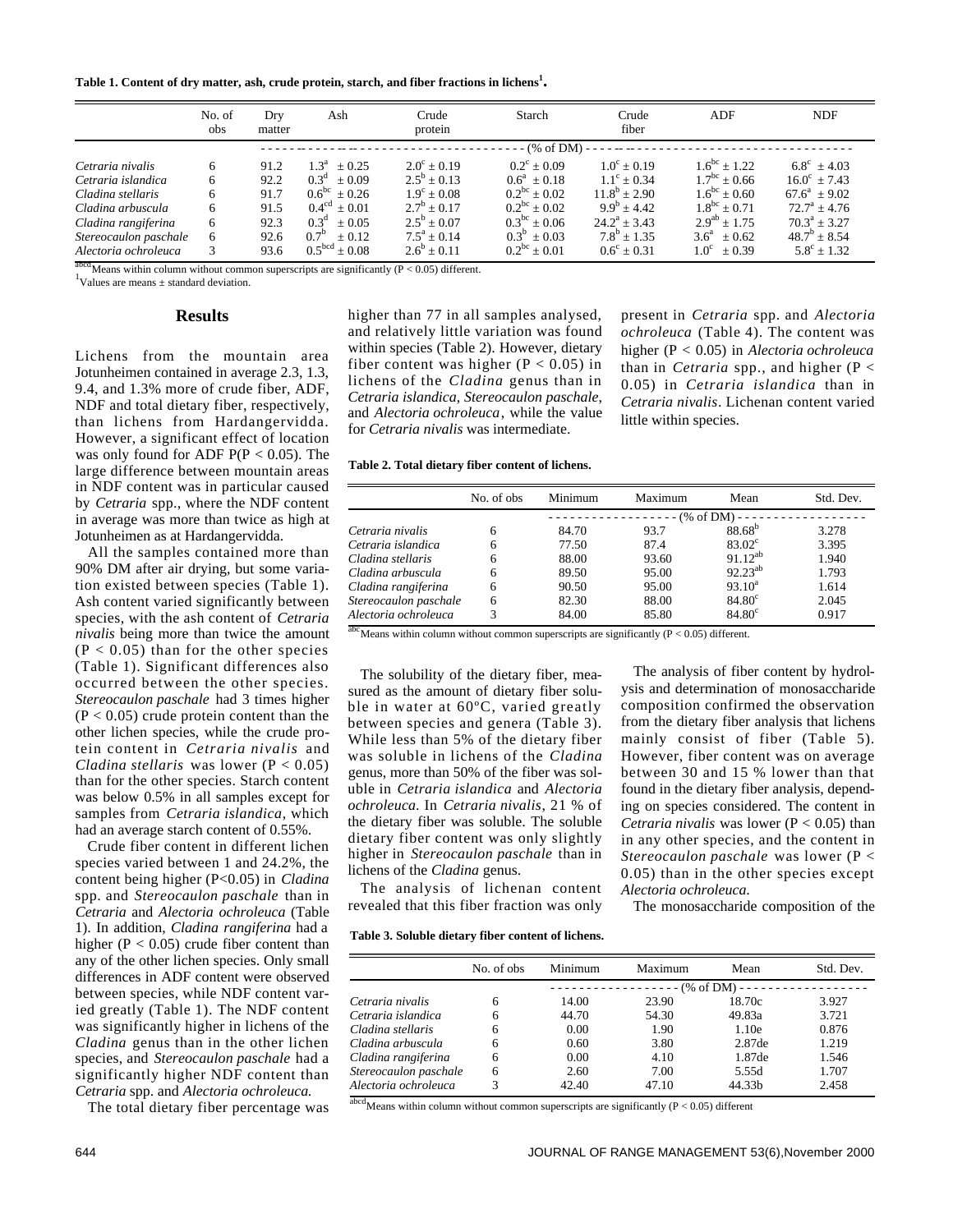**Table 1. Content of dry matter, ash, crude protein, starch, and fiber fractions in lichens[1].**

| | No. of obs | Dry matter | Ash | Crude protein | Starch | Crude fiber | ADF | NDF |
|---|---|---|---|---|---|---|---|---|
| | | | (% of DM) | | | | | |
| *Cetraria nivalis* | 6 | 91.2 | $1.3^{a} \pm 0.25$ | $2.0^{c} \pm 0.19$ | $0.2^{c} \pm 0.09$ | $1.0^{c} \pm 0.19$ | $1.6^{bc} \pm 1.22$ | $6.8^{c} \pm 4.03$ |
| *Cetraria islandica* | 6 | 92.2 | $0.3^{d} \pm 0.09$ | $2.5^{b} \pm 0.13$ | $0.6^{a} \pm 0.18$ | $1.1^{c} \pm 0.34$ | $1.7^{bc} \pm 0.66$ | $16.0^{c} \pm 7.43$ |
| *Cladina stellaris* | 6 | 91.7 | $0.6^{bc} \pm 0.26$ | $1.9^{c} \pm 0.08$ | $0.2^{bc} \pm 0.02$ | $11.8^{b} \pm 2.90$ | $1.6^{bc} \pm 0.60$ | $67.6^{a} \pm 9.02$ |
| *Cladina arbuscula* | 6 | 91.5 | $0.4^{cd} \pm 0.01$ | $2.7^{b} \pm 0.17$ | $0.2^{bc} \pm 0.02$ | $9.9^{b} \pm 4.42$ | $1.8^{bc} \pm 0.71$ | $72.7^{a} \pm 4.76$ |
| *Cladina rangiferina* | 6 | 92.3 | $0.3^{d} \pm 0.05$ | $2.5^{b} \pm 0.07$ | $0.3^{bc} \pm 0.06$ | $24.2^{a} \pm 3.43$ | $2.9^{ab} \pm 1.75$ | $70.3^{a} \pm 3.27$ |
| *Stereocaulon paschale* | 6 | 92.6 | $0.7^{b} \pm 0.12$ | $7.5^{a} \pm 0.14$ | $0.3^{b} \pm 0.03$ | $7.8^{b} \pm 1.35$ | $3.6^{a} \pm 0.62$ | $48.7^{b} \pm 8.54$ |
| *Alectoria ochroleuca* | 3 | 93.6 | $0.5^{bcd} \pm 0.08$ | $2.6^{b} \pm 0.11$ | $0.2^{bc} \pm 0.01$ | $0.6^{c} \pm 0.31$ | $1.0^{c} \pm 0.39$ | $5.8^{c} \pm 1.32$ |

[abcd]Means within column without common superscripts are significantly ($P < 0.05$) different.
[1]Values are means ± standard deviation.

## Results

Lichens from the mountain area Jotunheimen contained in average 2.3, 1.3, 9.4, and 1.3% more of crude fiber, ADF, NDF and total dietary fiber, respectively, than lichens from Hardangervidda. However, a significant effect of location was only found for ADF P($P < 0.05$). The large difference between mountain areas in NDF content was in particular caused by *Cetraria* spp., where the NDF content in average was more than twice as high at Jotunheimen as at Hardangervidda.

All the samples contained more than 90% DM after air drying, but some variation existed between species (Table 1). Ash content varied significantly between species, with the ash content of *Cetraria nivalis* being more than twice the amount ($P < 0.05$) than for the other species (Table 1). Significant differences also occurred between the other species. *Stereocaulon paschale* had 3 times higher ($P < 0.05$) crude protein content than the other lichen species, while the crude protein content in *Cetraria nivalis* and *Cladina stellaris* was lower ($P < 0.05$) than for the other species. Starch content was below 0.5% in all samples except for samples from *Cetraria islandica*, which had an average starch content of 0.55%.

Crude fiber content in different lichen species varied between 1 and 24.2%, the content being higher ($P<0.05$) in *Cladina* spp. and *Stereocaulon paschale* than in *Cetraria* and *Alectoria ochroleuca* (Table 1). In addition, *Cladina rangiferina* had a higher ($P < 0.05$) crude fiber content than any of the other lichen species. Only small differences in ADF content were observed between species, while NDF content varied greatly (Table 1). The NDF content was significantly higher in lichens of the *Cladina* genus than in the other lichen species, and *Stereocaulon paschale* had a significantly higher NDF content than *Cetraria* spp. and *Alectoria ochroleuca.*

The total dietary fiber percentage was higher than 77 in all samples analysed, and relatively little variation was found within species (Table 2). However, dietary fiber content was higher ($P < 0.05$) in lichens of the *Cladina* genus than in *Cetraria islandica*, *Stereocaulon paschale*, and *Alectoria ochroleuca*, while the value for *Cetraria nivalis* was intermediate.

**Table 2. Total dietary fiber content of lichens.**

| | No. of obs | Minimum | Maximum | Mean | Std. Dev. |
|---|---|---|---|---|---|
| | | (% of DM) | | | |
| *Cetraria nivalis* | 6 | 84.70 | 93.7 | $88.68^{b}$ | 3.278 |
| *Cetraria islandica* | 6 | 77.50 | 87.4 | $83.02^{c}$ | 3.395 |
| *Cladina stellaris* | 6 | 88.00 | 93.60 | $91.12^{ab}$ | 1.940 |
| *Cladina arbuscula* | 6 | 89.50 | 95.00 | $92.23^{ab}$ | 1.793 |
| *Cladina rangiferina* | 6 | 90.50 | 95.00 | $93.10^{a}$ | 1.614 |
| *Stereocaulon paschale* | 6 | 82.30 | 88.00 | $84.80^{c}$ | 2.045 |
| *Alectoria ochroleuca* | 3 | 84.00 | 85.80 | $84.80^{c}$ | 0.917 |

[abc]Means within column without common superscripts are significantly ($P < 0.05$) different.

The solubility of the dietary fiber, measured as the amount of dietary fiber soluble in water at 60°C, varied greatly between species and genera (Table 3). While less than 5% of the dietary fiber was soluble in lichens of the *Cladina* genus, more than 50% of the fiber was soluble in *Cetraria islandica* and *Alectoria ochroleuca*. In *Cetraria nivalis*, 21 % of the dietary fiber was soluble. The soluble dietary fiber content was only slightly higher in *Stereocaulon paschale* than in lichens of the *Cladina* genus.

The analysis of lichenan content revealed that this fiber fraction was only present in *Cetraria* spp. and *Alectoria ochroleuca* (Table 4). The content was higher ($P < 0.05$) in *Alectoria ochroleuca* than in *Cetraria* spp., and higher ($P < 0.05$) in *Cetraria islandica* than in *Cetraria nivalis*. Lichenan content varied little within species.

**Table 3. Soluble dietary fiber content of lichens.**

| | No. of obs | Minimum | Maximum | Mean | Std. Dev. |
|---|---|---|---|---|---|
| | | (% of DM) | | | |
| *Cetraria nivalis* | 6 | 14.00 | 23.90 | 18.70c | 3.927 |
| *Cetraria islandica* | 6 | 44.70 | 54.30 | 49.83a | 3.721 |
| *Cladina stellaris* | 6 | 0.00 | 1.90 | 1.10e | 0.876 |
| *Cladina arbuscula* | 6 | 0.60 | 3.80 | 2.87de | 1.219 |
| *Cladina rangiferina* | 6 | 0.00 | 4.10 | 1.87de | 1.546 |
| *Stereocaulon paschale* | 6 | 2.60 | 7.00 | 5.55d | 1.707 |
| *Alectoria ochroleuca* | 3 | 42.40 | 47.10 | 44.33b | 2.458 |

[abcd]Means within column without common superscripts are significantly ($P < 0.05$) different

The analysis of fiber content by hydrolysis and determination of monosaccharide composition confirmed the observation from the dietary fiber analysis that lichens mainly consist of fiber (Table 5). However, fiber content was on average between 30 and 15 % lower than that found in the dietary fiber analysis, depending on species considered. The content in *Cetraria nivalis* was lower ($P < 0.05$) than in any other species, and the content in *Stereocaulon paschale* was lower ($P < 0.05$) than in the other species except *Alectoria ochroleuca.*

The monosaccharide composition of the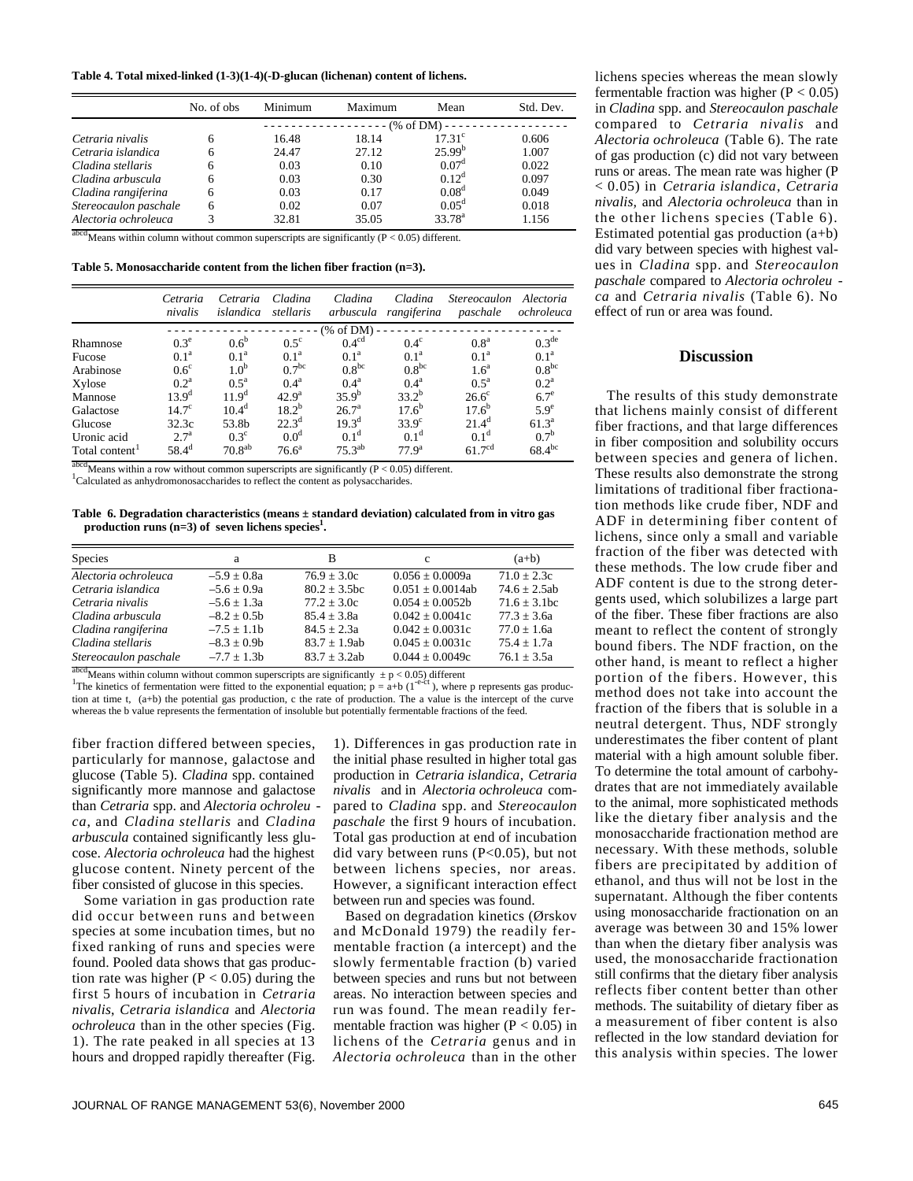**Table 4. Total mixed-linked (1-3)(1-4)(-D-glucan (lichenan) content of lichens.**

| | No. of obs | Minimum | Maximum | Mean | Std. Dev. |
|---|---|---|---|---|---|
| | | (% of DM) | | | |
| *Cetraria nivalis* | 6 | 16.48 | 18.14 | 17.31[c] | 0.606 |
| *Cetraria islandica* | 6 | 24.47 | 27.12 | 25.99[b] | 1.007 |
| *Cladina stellaris* | 6 | 0.03 | 0.10 | 0.07[d] | 0.022 |
| *Cladina arbuscula* | 6 | 0.03 | 0.30 | 0.12[d] | 0.097 |
| *Cladina rangiferina* | 6 | 0.03 | 0.17 | 0.08[d] | 0.049 |
| *Stereocaulon paschale* | 6 | 0.02 | 0.07 | 0.05[d] | 0.018 |
| *Alectoria ochroleuca* | 3 | 32.81 | 35.05 | 33.78[a] | 1.156 |

[abcd]Means within column without common superscripts are significantly ($P < 0.05$) different.

**Table 5. Monosaccharide content from the lichen fiber fraction (n=3).**

| | *Cetraria nivalis* | *Cetraria islandica* | *Cladina stellaris* | *Cladina arbuscula* | *Cladina rangiferina* | *Stereocaulon paschale* | *Alectoria ochroleuca* |
|---|---|---|---|---|---|---|---|
| | (% of DM) | | | | | | |
| Rhamnose | 0.3[e] | 0.6[b] | 0.5[c] | 0.4[cd] | 0.4[c] | 0.8[a] | 0.3[de] |
| Fucose | 0.1[a] | 0.1[a] | 0.1[a] | 0.1[a] | 0.1[a] | 0.1[a] | 0.1[a] |
| Arabinose | 0.6[c] | 1.0[b] | 0.7[bc] | 0.8[bc] | 0.8[bc] | 1.6[a] | 0.8[bc] |
| Xylose | 0.2[a] | 0.5[a] | 0.4[a] | 0.4[a] | 0.4[a] | 0.5[a] | 0.2[a] |
| Mannose | 13.9[d] | 11.9[d] | 42.9[a] | 35.9[b] | 33.2[b] | 26.6[c] | 6.7[e] |
| Galactose | 14.7[c] | 10.4[d] | 18.2[b] | 26.7[a] | 17.6[b] | 17.6[b] | 5.9[e] |
| Glucose | 32.3c | 53.8b | 22.3[d] | 19.3[d] | 33.9[c] | 21.4[d] | 61.3[a] |
| Uronic acid | 2.7[a] | 0.3[c] | 0.0[d] | 0.1[d] | 0.1[d] | 0.1[d] | 0.7[b] |
| Total content[1] | 58.4[d] | 70.8[ab] | 76.6[a] | 75.3[ab] | 77.9[a] | 61.7[cd] | 68.4[bc] |

[abcd]Means within a row without common superscripts are significantly ($P < 0.05$) different.
[1]Calculated as anhydromonosaccharides to reflect the content as polysaccharides.

**Table 6. Degradation characteristics (means ± standard deviation) calculated from in vitro gas production runs (n=3) of seven lichens species[1].**

| Species | a | B | c | (a+b) |
|---|---|---|---|---|
| *Alectoria ochroleuca* | –5.9 ± 0.8a | 76.9 ± 3.0c | 0.056 ± 0.0009a | 71.0 ± 2.3c |
| *Cetraria islandica* | –5.6 ± 0.9a | 80.2 ± 3.5bc | 0.051 ± 0.0014ab | 74.6 ± 2.5ab |
| *Cetraria nivalis* | –5.6 ± 1.3a | 77.2 ± 3.0c | 0.054 ± 0.0052b | 71.6 ± 3.1bc |
| *Cladina arbuscula* | –8.2 ± 0.5b | 85.4 ± 3.8a | 0.042 ± 0.0041c | 77.3 ± 3.6a |
| *Cladina rangiferina* | –7.5 ± 1.1b | 84.5 ± 2.3a | 0.042 ± 0.0031c | 77.0 ± 1.6a |
| *Cladina stellaris* | –8.3 ± 0.9b | 83.7 ± 1.9ab | 0.045 ± 0.0031c | 75.4 ± 1.7a |
| *Stereocaulon paschale* | –7.7 ± 1.3b | 83.7 ± 3.2ab | 0.044 ± 0.0049c | 76.1 ± 3.5a |

[abcd]Means within column without common superscripts are significantly ± $p < 0.05$) different
[1]The kinetics of fermentation were fitted to the exponential equation; $p = a+b\,(1^{-e-ct})$, where p represents gas production at time t, (a+b) the potential gas production, c the rate of production. The a value is the intercept of the curve whereas the b value represents the fermentation of insoluble but potentially fermentable fractions of the feed.

fiber fraction differed between species, particularly for mannose, galactose and glucose (Table 5). *Cladina* spp. contained significantly more mannose and galactose than *Cetraria* spp. and *Alectoria ochroleuca*, and *Cladina stellaris* and *Cladina arbuscula* contained significantly less glucose. *Alectoria ochroleuca* had the highest glucose content. Ninety percent of the fiber consisted of glucose in this species.

Some variation in gas production rate did occur between runs and between species at some incubation times, but no fixed ranking of runs and species were found. Pooled data shows that gas production rate was higher ($P < 0.05$) during the first 5 hours of incubation in *Cetraria nivalis*, *Cetraria islandica* and *Alectoria ochroleuca* than in the other species (Fig. 1). The rate peaked in all species at 13 hours and dropped rapidly thereafter (Fig. 1). Differences in gas production rate in the initial phase resulted in higher total gas production in *Cetraria islandica*, *Cetraria nivalis* and in *Alectoria ochroleuca* compared to *Cladina* spp. and *Stereocaulon paschale* the first 9 hours of incubation. Total gas production at end of incubation did vary between runs ($P<0.05$), but not between lichens species, nor areas. However, a significant interaction effect between run and species was found.

Based on degradation kinetics (Ørskov and McDonald 1979) the readily fermentable fraction (a intercept) and the slowly fermentable fraction (b) varied between species and runs but not between areas. No interaction between species and run was found. The mean readily fermentable fraction was higher ($P < 0.05$) in lichens of the *Cetraria* genus and in *Alectoria ochroleuca* than in the other lichens species whereas the mean slowly fermentable fraction was higher ($P < 0.05$) in *Cladina* spp. and *Stereocaulon paschale* compared to *Cetraria nivalis* and *Alectoria ochroleuca* (Table 6). The rate of gas production (c) did not vary between runs or areas. The mean rate was higher ($P < 0.05$) in *Cetraria islandica*, *Cetraria nivalis*, and *Alectoria ochroleuca* than in the other lichens species (Table 6). Estimated potential gas production (a+b) did vary between species with highest values in *Cladina* spp. and *Stereocaulon paschale* compared to *Alectoria ochroleuca* and *Cetraria nivalis* (Table 6). No effect of run or area was found.

## Discussion

The results of this study demonstrate that lichens mainly consist of different fiber fractions, and that large differences in fiber composition and solubility occurs between species and genera of lichen. These results also demonstrate the strong limitations of traditional fiber fractionation methods like crude fiber, NDF and ADF in determining fiber content of lichens, since only a small and variable fraction of the fiber was detected with these methods. The low crude fiber and ADF content is due to the strong detergents used, which solubilizes a large part of the fiber. These fiber fractions are also meant to reflect the content of strongly bound fibers. The NDF fraction, on the other hand, is meant to reflect a higher portion of the fibers. However, this method does not take into account the fraction of the fibers that is soluble in a neutral detergent. Thus, NDF strongly underestimates the fiber content of plant material with a high amount soluble fiber. To determine the total amount of carbohydrates that are not immediately available to the animal, more sophisticated methods like the dietary fiber analysis and the monosaccharide fractionation method are necessary. With these methods, soluble fibers are precipitated by addition of ethanol, and thus will not be lost in the supernatant. Although the fiber contents using monosaccharide fractionation on an average was between 30 and 15% lower than when the dietary fiber analysis was used, the monosaccharide fractionation still confirms that the dietary fiber analysis reflects fiber content better than other methods. The suitability of dietary fiber as a measurement of fiber content is also reflected in the low standard deviation for this analysis within species. The lower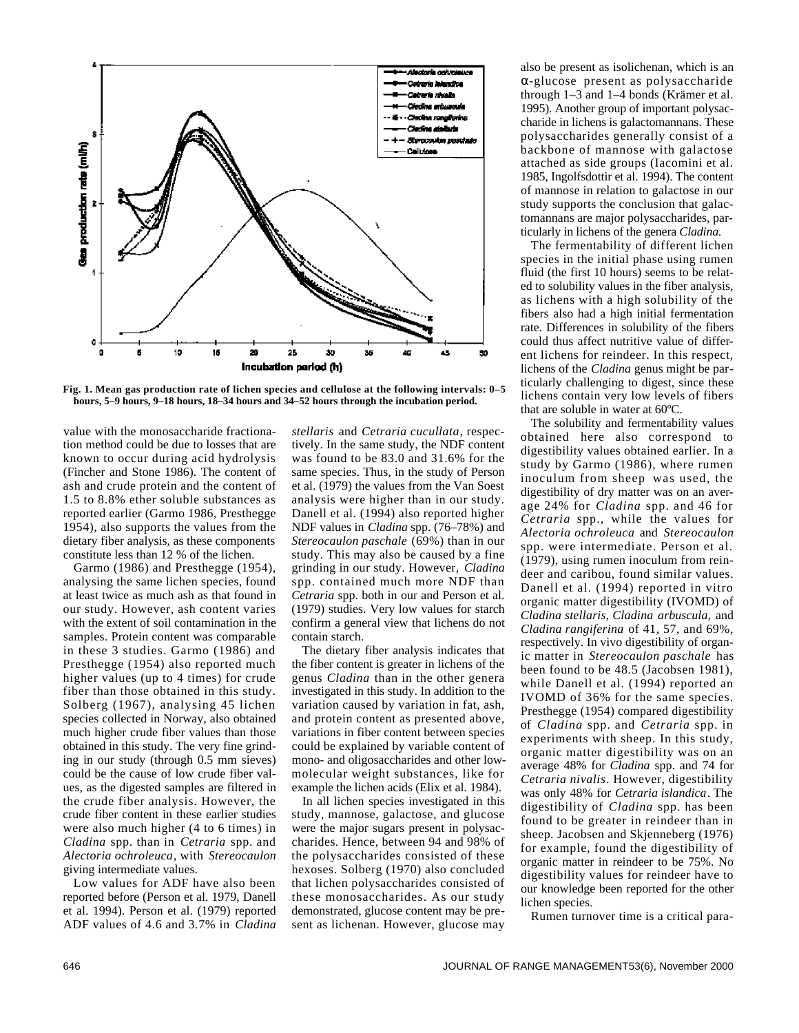Fig. 1. Mean gas production rate of lichen species and cellulose at the following intervals: 0–5 hours, 5–9 hours, 9–18 hours, 18–34 hours and 34–52 hours through the incubation period.

value with the monosaccharide fractionation method could be due to losses that are known to occur during acid hydrolysis (Fincher and Stone 1986). The content of ash and crude protein and the content of 1.5 to 8.8% ether soluble substances as reported earlier (Garmo 1986, Presthegge 1954), also supports the values from the dietary fiber analysis, as these components constitute less than 12 % of the lichen.

Garmo (1986) and Presthegge (1954), analysing the same lichen species, found at least twice as much ash as that found in our study. However, ash content varies with the extent of soil contamination in the samples. Protein content was comparable in these 3 studies. Garmo (1986) and Presthegge (1954) also reported much higher values (up to 4 times) for crude fiber than those obtained in this study. Solberg (1967), analysing 45 lichen species collected in Norway, also obtained much higher crude fiber values than those obtained in this study. The very fine grinding in our study (through 0.5 mm sieves) could be the cause of low crude fiber values, as the digested samples are filtered in the crude fiber analysis. However, the crude fiber content in these earlier studies were also much higher (4 to 6 times) in *Cladina* spp. than in *Cetraria* spp. and *Alectoria ochroleuca*, with *Stereocaulon* giving intermediate values.

Low values for ADF have also been reported before (Person et al. 1979, Danell et al. 1994). Person et al. (1979) reported ADF values of 4.6 and 3.7% in *Cladina stellaris* and *Cetraria cucullata*, respectively. In the same study, the NDF content was found to be 83.0 and 31.6% for the same species. Thus, in the study of Person et al. (1979) the values from the Van Soest analysis were higher than in our study. Danell et al. (1994) also reported higher NDF values in *Cladina* spp. (76–78%) and *Stereocaulon paschale* (69%) than in our study. This may also be caused by a fine grinding in our study. However, *Cladina* spp. contained much more NDF than *Cetraria* spp. both in our and Person et al. (1979) studies. Very low values for starch confirm a general view that lichens do not contain starch.

The dietary fiber analysis indicates that the fiber content is greater in lichens of the genus *Cladina* than in the other genera investigated in this study. In addition to the variation caused by variation in fat, ash, and protein content as presented above, variations in fiber content between species could be explained by variable content of mono- and oligosaccharides and other low-molecular weight substances, like for example the lichen acids (Elix et al. 1984).

In all lichen species investigated in this study, mannose, galactose, and glucose were the major sugars present in polysaccharides. Hence, between 94 and 98% of the polysaccharides consisted of these hexoses. Solberg (1970) also concluded that lichen polysaccharides consisted of these monosaccharides. As our study demonstrated, glucose content may be present as lichenan. However, glucose may also be present as isolichenan, which is an α-glucose present as polysaccharide through 1–3 and 1–4 bonds (Krämer et al. 1995). Another group of important polysaccharide in lichens is galactomannans. These polysaccharides generally consist of a backbone of mannose with galactose attached as side groups (Iacomini et al. 1985, Ingolfsdottir et al. 1994). The content of mannose in relation to galactose in our study supports the conclusion that galactomannans are major polysaccharides, particularly in lichens of the genera *Cladina.*

The fermentability of different lichen species in the initial phase using rumen fluid (the first 10 hours) seems to be related to solubility values in the fiber analysis, as lichens with a high solubility of the fibers also had a high initial fermentation rate. Differences in solubility of the fibers could thus affect nutritive value of different lichens for reindeer. In this respect, lichens of the *Cladina* genus might be particularly challenging to digest, since these lichens contain very low levels of fibers that are soluble in water at 60ºC.

The solubility and fermentability values obtained here also correspond to digestibility values obtained earlier. In a study by Garmo (1986), where rumen inoculum from sheep was used, the digestibility of dry matter was on an average 24% for *Cladina* spp. and 46 for *Cetraria* spp., while the values for *Alectoria ochroleuca* and *Stereocaulon* spp. were intermediate. Person et al. (1979), using rumen inoculum from reindeer and caribou, found similar values. Danell et al. (1994) reported in vitro organic matter digestibility (IVOMD) of *Cladina stellaris*, *Cladina arbuscula,* and *Cladina rangiferina* of 41, 57, and 69%, respectively. In vivo digestibility of organic matter in *Stereocaulon paschale* has been found to be 48.5 (Jacobsen 1981), while Danell et al. (1994) reported an IVOMD of 36% for the same species. Presthegge (1954) compared digestibility of *Cladina* spp. and *Cetraria* spp. in experiments with sheep. In this study, organic matter digestibility was on an average 48% for *Cladina* spp. and 74 for *Cetraria nivalis*. However, digestibility was only 48% for *Cetraria islandica*. The digestibility of *Cladina* spp. has been found to be greater in reindeer than in sheep. Jacobsen and Skjenneberg (1976) for example, found the digestibility of organic matter in reindeer to be 75%. No digestibility values for reindeer have to our knowledge been reported for the other lichen species.

Rumen turnover time is a critical para-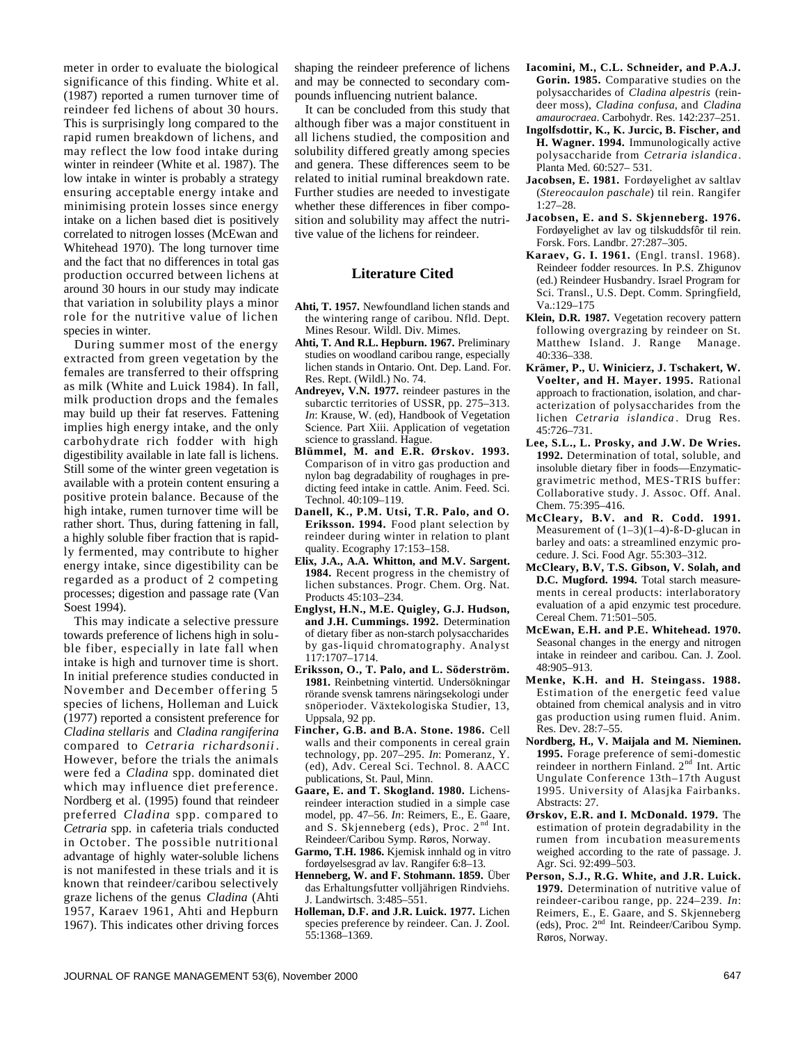meter in order to evaluate the biological significance of this finding. White et al. (1987) reported a rumen turnover time of reindeer fed lichens of about 30 hours. This is surprisingly long compared to the rapid rumen breakdown of lichens, and may reflect the low food intake during winter in reindeer (White et al. 1987). The low intake in winter is probably a strategy ensuring acceptable energy intake and minimising protein losses since energy intake on a lichen based diet is positively correlated to nitrogen losses (McEwan and Whitehead 1970). The long turnover time and the fact that no differences in total gas production occurred between lichens at around 30 hours in our study may indicate that variation in solubility plays a minor role for the nutritive value of lichen species in winter.

During summer most of the energy extracted from green vegetation by the females are transferred to their offspring as milk (White and Luick 1984). In fall, milk production drops and the females may build up their fat reserves. Fattening implies high energy intake, and the only carbohydrate rich fodder with high digestibility available in late fall is lichens. Still some of the winter green vegetation is available with a protein content ensuring a positive protein balance. Because of the high intake, rumen turnover time will be rather short. Thus, during fattening in fall, a highly soluble fiber fraction that is rapidly fermented, may contribute to higher energy intake, since digestibility can be regarded as a product of 2 competing processes; digestion and passage rate (Van Soest 1994).

This may indicate a selective pressure towards preference of lichens high in soluble fiber, especially in late fall when intake is high and turnover time is short. In initial preference studies conducted in November and December offering 5 species of lichens, Holleman and Luick (1977) reported a consistent preference for *Cladina stellaris* and *Cladina rangiferina* compared to *Cetraria richardsonii*. However, before the trials the animals were fed a *Cladina* spp. dominated diet which may influence diet preference. Nordberg et al. (1995) found that reindeer preferred *Cladina* spp. compared to *Cetraria* spp. in cafeteria trials conducted in October. The possible nutritional advantage of highly water-soluble lichens is not manifested in these trials and it is known that reindeer/caribou selectively graze lichens of the genus *Cladina* (Ahti 1957, Karaev 1961, Ahti and Hepburn 1967). This indicates other driving forces shaping the reindeer preference of lichens and may be connected to secondary compounds influencing nutrient balance.

It can be concluded from this study that although fiber was a major constituent in all lichens studied, the composition and solubility differed greatly among species and genera. These differences seem to be related to initial ruminal breakdown rate. Further studies are needed to investigate whether these differences in fiber composition and solubility may affect the nutritive value of the lichens for reindeer.

## Literature Cited

**Ahti, T. 1957.** Newfoundland lichen stands and the wintering range of caribou. Nfld. Dept. Mines Resour. Wildl. Div. Mimes.

**Ahti, T. And R.L. Hepburn. 1967.** Preliminary studies on woodland caribou range, especially lichen stands in Ontario. Ont. Dep. Land. For. Res. Rept. (Wildl.) No. 74.

**Andreyev, V.N. 1977.** reindeer pastures in the subarctic territories of USSR, pp. 275–313. *In*: Krause, W. (ed), Handbook of Vegetation Science. Part Xiii. Application of vegetation science to grassland. Hague.

**Blümmel, M. and E.R. Ørskov. 1993.** Comparison of in vitro gas production and nylon bag degradability of roughages in predicting feed intake in cattle. Anim. Feed. Sci. Technol. 40:109–119.

**Danell, K., P.M. Utsi, T.R. Palo, and O. Eriksson. 1994.** Food plant selection by reindeer during winter in relation to plant quality. Ecography 17:153–158.

**Elix, J.A., A.A. Whitton, and M.V. Sargent. 1984.** Recent progress in the chemistry of lichen substances. Progr. Chem. Org. Nat. Products 45:103–234.

**Englyst, H.N., M.E. Quigley, G.J. Hudson, and J.H. Cummings. 1992.** Determination of dietary fiber as non-starch polysaccharides by gas-liquid chromatography. Analyst 117:1707–1714.

**Eriksson, O., T. Palo, and L. Söderström. 1981.** Reinbetning vintertid. Undersökningar rörande svensk tamrens näringsekologi under snöperioder. Växtekologiska Studier, 13, Uppsala, 92 pp.

**Fincher, G.B. and B.A. Stone. 1986.** Cell walls and their components in cereal grain technology, pp. 207–295. *In*: Pomeranz, Y. (ed), Adv. Cereal Sci. Technol. 8. AACC publications, St. Paul, Minn.

**Gaare, E. and T. Skogland. 1980.** Lichens-reindeer interaction studied in a simple case model, pp. 47–56. *In*: Reimers, E., E. Gaare, and S. Skjenneberg (eds), Proc. 2[nd] Int. Reindeer/Caribou Symp. Røros, Norway.

**Garmo, T.H. 1986.** Kjemisk innhald og in vitro fordøyelsesgrad av lav. Rangifer 6:8–13.

**Henneberg, W. and F. Stohmann. 1859.** Über das Erhaltungsfutter volljährigen Rindviehs. J. Landwirtsch. 3:485–551.

**Holleman, D.F. and J.R. Luick. 1977.** Lichen species preference by reindeer. Can. J. Zool. 55:1368–1369.

**Iacomini, M., C.L. Schneider, and P.A.J. Gorin. 1985.** Comparative studies on the polysaccharides of *Cladina alpestris* (reindeer moss), *Cladina confusa*, and *Cladina amaurocraea*. Carbohydr. Res. 142:237–251.

**Ingolfsdottir, K., K. Jurcic, B. Fischer, and H. Wagner. 1994.** Immunologically active polysaccharide from *Cetraria islandica*. Planta Med. 60:527– 531.

**Jacobsen, E. 1981.** Fordøyelighet av saltlav (*Stereocaulon paschale*) til rein. Rangifer 1:27–28.

**Jacobsen, E. and S. Skjenneberg. 1976.** Fordøyelighet av lav og tilskuddsfôr til rein. Forsk. Fors. Landbr. 27:287–305.

**Karaev, G. I. 1961.** (Engl. transl. 1968). Reindeer fodder resources. In P.S. Zhigunov (ed.) Reindeer Husbandry. Israel Program for Sci. Transl., U.S. Dept. Comm. Springfield, Va.:129–175

**Klein, D.R. 1987.** Vegetation recovery pattern following overgrazing by reindeer on St. Matthew Island. J. Range Manage. 40:336–338.

**Krämer, P., U. Winicierz, J. Tschakert, W. Voelter, and H. Mayer. 1995.** Rational approach to fractionation, isolation, and characterization of polysaccharides from the lichen *Cetraria islandica*. Drug Res. 45:726–731.

**Lee, S.L., L. Prosky, and J.W. De Wries. 1992.** Determination of total, soluble, and insoluble dietary fiber in foods—Enzymatic-gravimetric method, MES-TRIS buffer: Collaborative study. J. Assoc. Off. Anal. Chem. 75:395–416.

**McCleary, B.V. and R. Codd. 1991.** Measurement of (1–3)(1–4)-ß-D-glucan in barley and oats: a streamlined enzymic procedure. J. Sci. Food Agr. 55:303–312.

**McCleary, B.V, T.S. Gibson, V. Solah, and D.C. Mugford. 1994.** Total starch measurements in cereal products: interlaboratory evaluation of a apid enzymic test procedure. Cereal Chem. 71:501–505.

**McEwan, E.H. and P.E. Whitehead. 1970.** Seasonal changes in the energy and nitrogen intake in reindeer and caribou. Can. J. Zool. 48:905–913.

**Menke, K.H. and H. Steingass. 1988.** Estimation of the energetic feed value obtained from chemical analysis and in vitro gas production using rumen fluid. Anim. Res. Dev. 28:7–55.

**Nordberg, H., V. Maijala and M. Nieminen. 1995.** Forage preference of semi-domestic reindeer in northern Finland. 2[nd] Int. Artic Ungulate Conference 13th–17th August 1995. University of Alasjka Fairbanks. Abstracts: 27.

**Ørskov, E.R. and I. McDonald. 1979.** The estimation of protein degradability in the rumen from incubation measurements weighed according to the rate of passage. J. Agr. Sci. 92:499–503.

**Person, S.J., R.G. White, and J.R. Luick. 1979.** Determination of nutritive value of reindeer-caribou range, pp. 224–239. *In*: Reimers, E., E. Gaare, and S. Skjenneberg (eds), Proc. 2[nd] Int. Reindeer/Caribou Symp. Røros, Norway.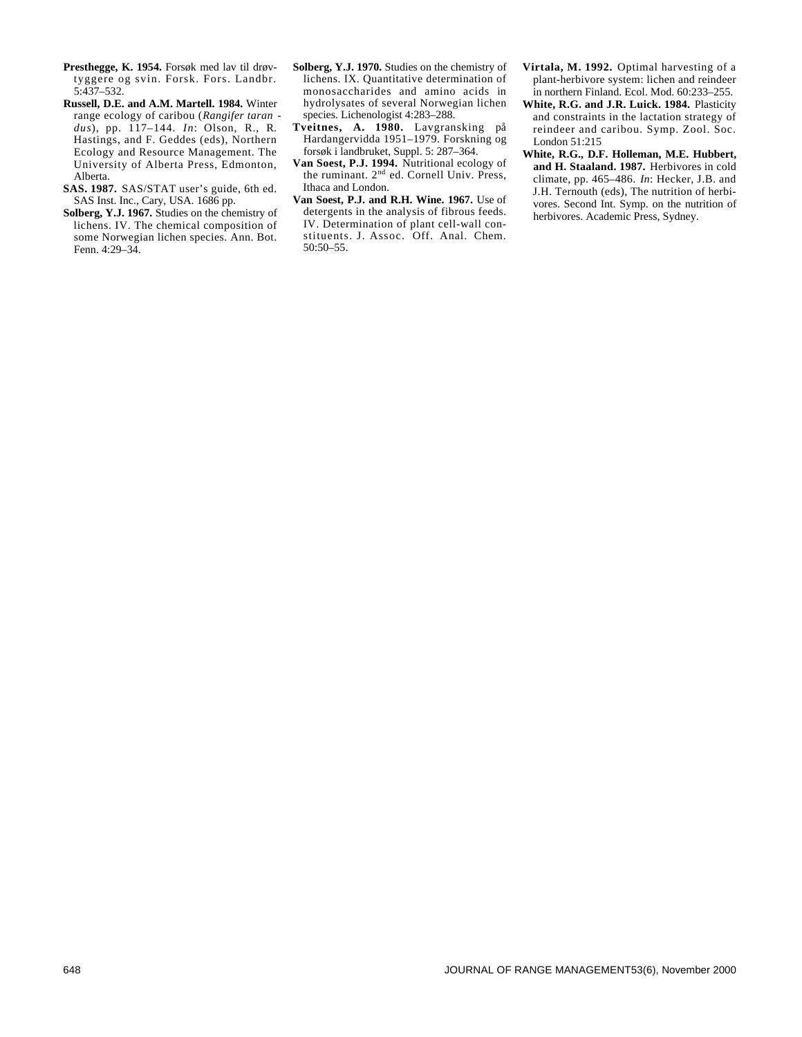**Presthegge, K. 1954.** Forsøk med lav til drøvtyggere og svin. Forsk. Fors. Landbr. 5:437–532.

**Russell, D.E. and A.M. Martell. 1984.** Winter range ecology of caribou (*Rangifer tarandus*), pp. 117–144. *In*: Olson, R., R. Hastings, and F. Geddes (eds), Northern Ecology and Resource Management. The University of Alberta Press, Edmonton, Alberta.

**SAS. 1987.** SAS/STAT user's guide, 6th ed. SAS Inst. Inc., Cary, USA. 1686 pp.

**Solberg, Y.J. 1967.** Studies on the chemistry of lichens. IV. The chemical composition of some Norwegian lichen species. Ann. Bot. Fenn. 4:29–34.

**Solberg, Y.J. 1970.** Studies on the chemistry of lichens. IX. Quantitative determination of monosaccharides and amino acids in hydrolysates of several Norwegian lichen species. Lichenologist 4:283–288.

**Tveitnes, A. 1980.** Lavgransking på Hardangervidda 1951–1979. Forskning og forsøk i landbruket, Suppl. 5: 287–364.

**Van Soest, P.J. 1994.** Nutritional ecology of the ruminant. 2nd ed. Cornell Univ. Press, Ithaca and London.

**Van Soest, P.J. and R.H. Wine. 1967.** Use of detergents in the analysis of fibrous feeds. IV. Determination of plant cell-wall constituents. J. Assoc. Off. Anal. Chem. 50:50–55.

**Virtala, M. 1992.** Optimal harvesting of a plant-herbivore system: lichen and reindeer in northern Finland. Ecol. Mod. 60:233–255.

**White, R.G. and J.R. Luick. 1984.** Plasticity and constraints in the lactation strategy of reindeer and caribou. Symp. Zool. Soc. London 51:215

**White, R.G., D.F. Holleman, M.E. Hubbert, and H. Staaland. 1987.** Herbivores in cold climate, pp. 465–486. *In*: Hecker, J.B. and J.H. Ternouth (eds), The nutrition of herbivores. Second Int. Symp. on the nutrition of herbivores. Academic Press, Sydney.